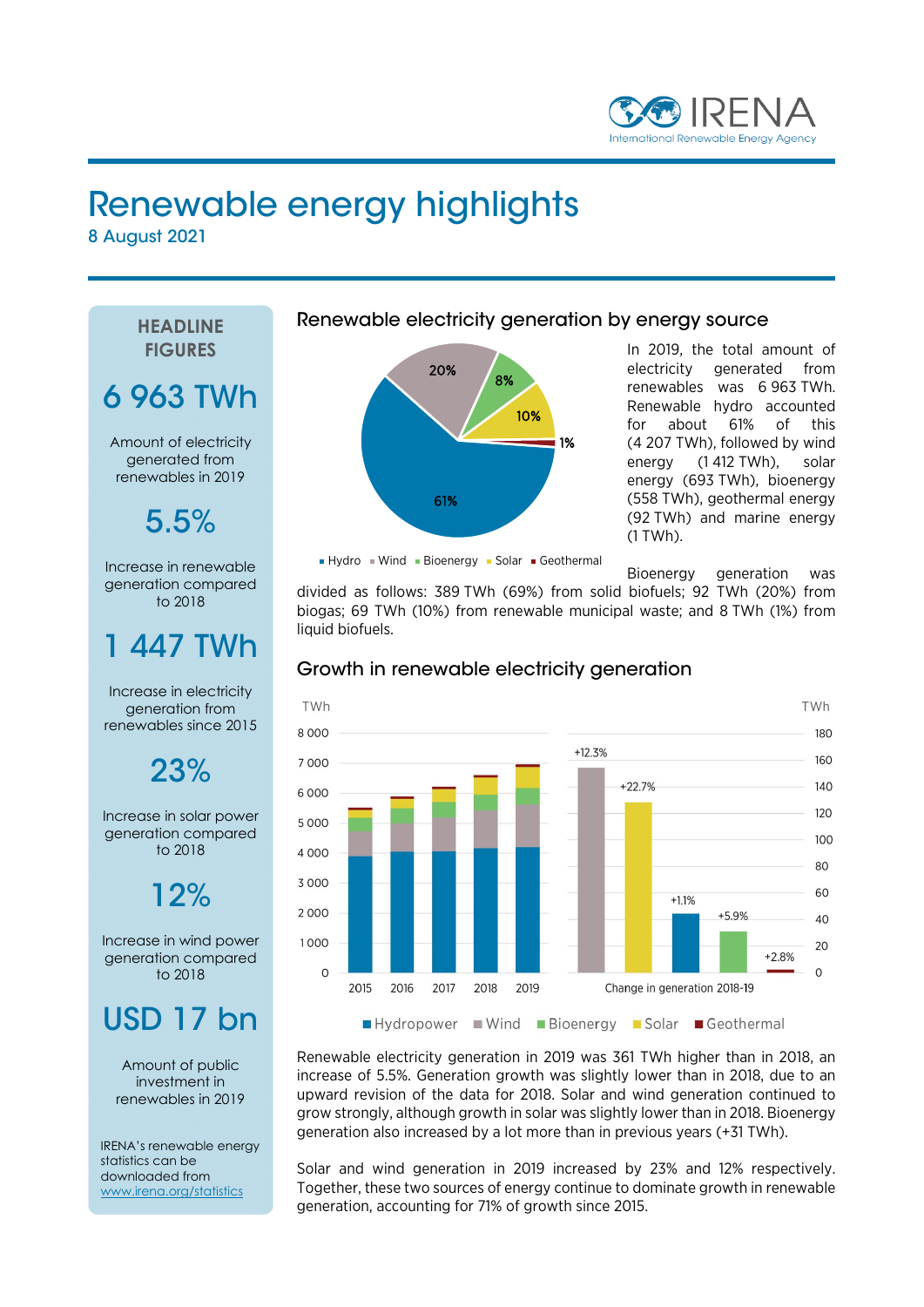IRENA
International Renewable Energy Agency

# Renewable energy highlights

8 August 2021

## HEADLINE FIGURES

**6 963 TWh**

Amount of electricity generated from renewables in 2019

**5.5%**

Increase in renewable generation compared to 2018

**1 447 TWh**

Increase in electricity generation from renewables since 2015

**23%**

Increase in solar power generation compared to 2018

**12%**

Increase in wind power generation compared to 2018

**USD 17 bn**

Amount of public investment in renewables in 2019

IRENA's renewable energy statistics can be downloaded from www.irena.org/statistics

## Renewable electricity generation by energy source

Hydro 61%, Wind 20%, Bioenergy 8%, Solar 10%, Geothermal 1%

In 2019, the total amount of electricity generated from renewables was 6 963 TWh. Renewable hydro accounted for about 61% of this (4 207 TWh), followed by wind energy (1 412 TWh), solar energy (693 TWh), bioenergy (558 TWh), geothermal energy (92 TWh) and marine energy (1 TWh).

Bioenergy generation was divided as follows: 389 TWh (69%) from solid biofuels; 92 TWh (20%) from biogas; 69 TWh (10%) from renewable municipal waste; and 8 TWh (1%) from liquid biofuels.

## Growth in renewable electricity generation

Change in generation 2018-19: Wind +12.3%, Solar +22.7%, Hydropower +1.1%, Bioenergy +5.9%, Geothermal +2.8%

Hydropower ■ Wind ■ Bioenergy ■ Solar ■ Geothermal

Renewable electricity generation in 2019 was 361 TWh higher than in 2018, an increase of 5.5%. Generation growth was slightly lower than in 2018, due to an upward revision of the data for 2018. Solar and wind generation continued to grow strongly, although growth in solar was slightly lower than in 2018. Bioenergy generation also increased by a lot more than in previous years (+31 TWh).

Solar and wind generation in 2019 increased by 23% and 12% respectively. Together, these two sources of energy continue to dominate growth in renewable generation, accounting for 71% of growth since 2015.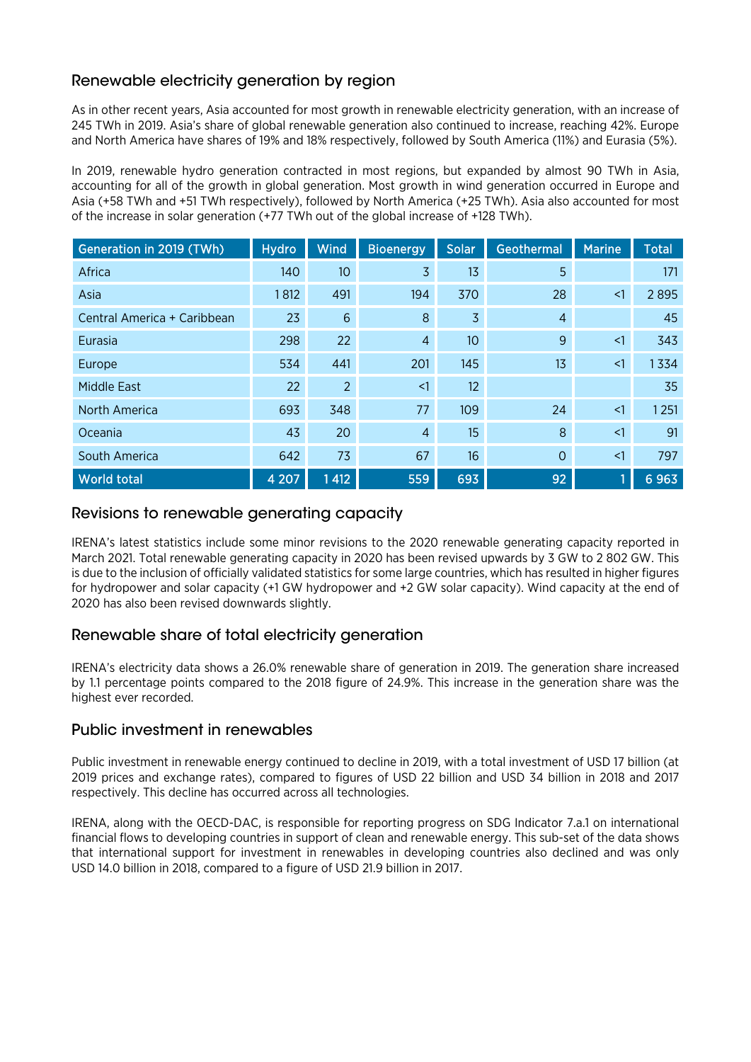## Renewable electricity generation by region

As in other recent years, Asia accounted for most growth in renewable electricity generation, with an increase of 245 TWh in 2019. Asia's share of global renewable generation also continued to increase, reaching 42%. Europe and North America have shares of 19% and 18% respectively, followed by South America (11%) and Eurasia (5%).

In 2019, renewable hydro generation contracted in most regions, but expanded by almost 90 TWh in Asia, accounting for all of the growth in global generation. Most growth in wind generation occurred in Europe and Asia (+58 TWh and +51 TWh respectively), followed by North America (+25 TWh). Asia also accounted for most of the increase in solar generation (+77 TWh out of the global increase of +128 TWh).

| Generation in 2019 (TWh) | Hydro | Wind | Bioenergy | Solar | Geothermal | Marine | Total |
|---|---|---|---|---|---|---|---|
| Africa | 140 | 10 | 3 | 13 | 5 | | 171 |
| Asia | 1 812 | 491 | 194 | 370 | 28 | <1 | 2 895 |
| Central America + Caribbean | 23 | 6 | 8 | 3 | 4 | | 45 |
| Eurasia | 298 | 22 | 4 | 10 | 9 | <1 | 343 |
| Europe | 534 | 441 | 201 | 145 | 13 | <1 | 1 334 |
| Middle East | 22 | 2 | <1 | 12 | | | 35 |
| North America | 693 | 348 | 77 | 109 | 24 | <1 | 1 251 |
| Oceania | 43 | 20 | 4 | 15 | 8 | <1 | 91 |
| South America | 642 | 73 | 67 | 16 | 0 | <1 | 797 |
| **World total** | **4 207** | **1 412** | **559** | **693** | **92** | **1** | **6 963** |

## Revisions to renewable generating capacity

IRENA's latest statistics include some minor revisions to the 2020 renewable generating capacity reported in March 2021. Total renewable generating capacity in 2020 has been revised upwards by 3 GW to 2 802 GW. This is due to the inclusion of officially validated statistics for some large countries, which has resulted in higher figures for hydropower and solar capacity (+1 GW hydropower and +2 GW solar capacity). Wind capacity at the end of 2020 has also been revised downwards slightly.

## Renewable share of total electricity generation

IRENA's electricity data shows a 26.0% renewable share of generation in 2019. The generation share increased by 1.1 percentage points compared to the 2018 figure of 24.9%. This increase in the generation share was the highest ever recorded.

## Public investment in renewables

Public investment in renewable energy continued to decline in 2019, with a total investment of USD 17 billion (at 2019 prices and exchange rates), compared to figures of USD 22 billion and USD 34 billion in 2018 and 2017 respectively. This decline has occurred across all technologies.

IRENA, along with the OECD-DAC, is responsible for reporting progress on SDG Indicator 7.a.1 on international financial flows to developing countries in support of clean and renewable energy. This sub-set of the data shows that international support for investment in renewables in developing countries also declined and was only USD 14.0 billion in 2018, compared to a figure of USD 21.9 billion in 2017.